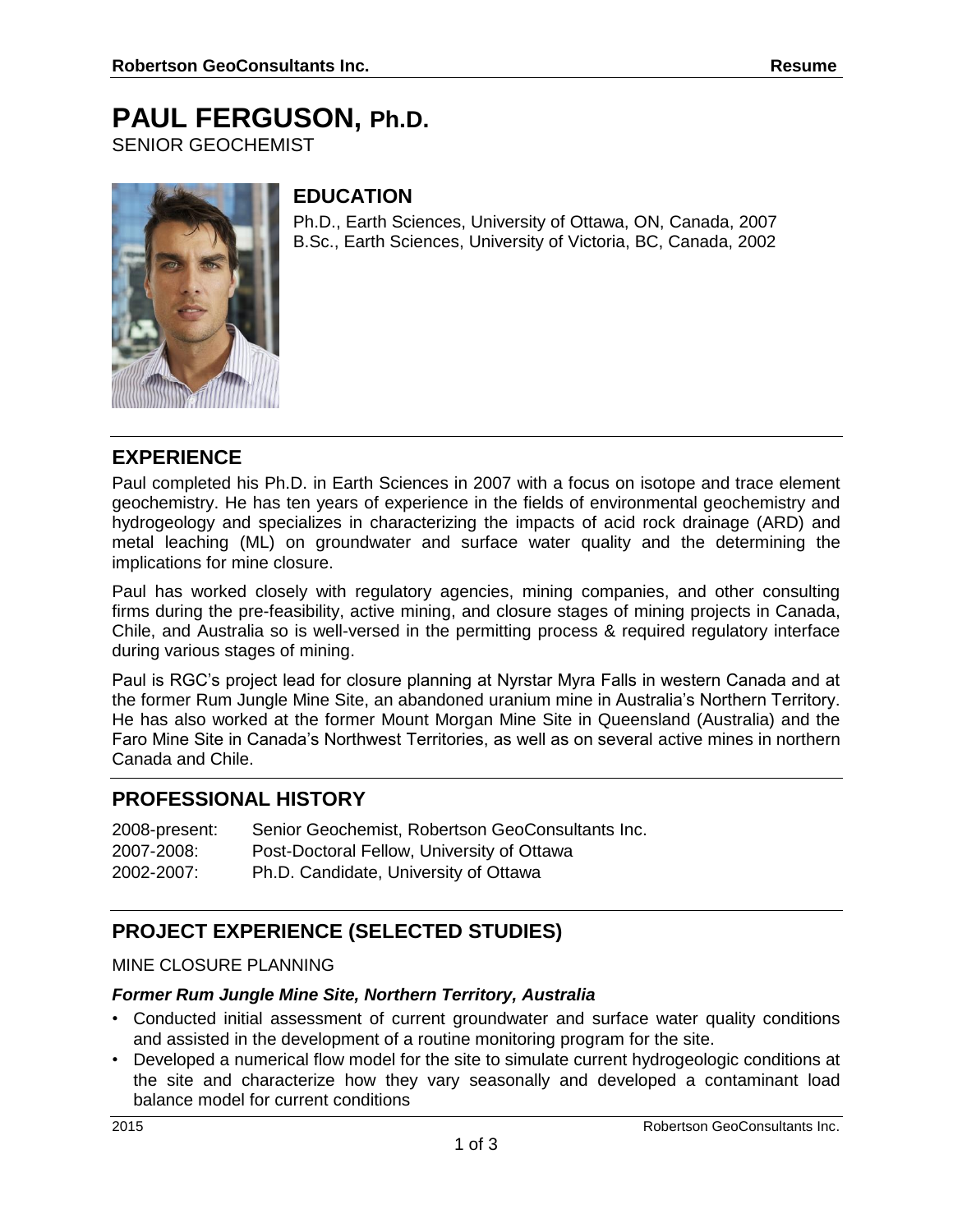# PAUL FERGUSON, Ph.D.

SENIOR GEOCHEMIST

## EDUCATION

Ph.D., Earth Sciences, University of Ottawa, ON, Canada, 2007
B.Sc., Earth Sciences, University of Victoria, BC, Canada, 2002

## EXPERIENCE

Paul completed his Ph.D. in Earth Sciences in 2007 with a focus on isotope and trace element geochemistry. He has ten years of experience in the fields of environmental geochemistry and hydrogeology and specializes in characterizing the impacts of acid rock drainage (ARD) and metal leaching (ML) on groundwater and surface water quality and the determining the implications for mine closure.

Paul has worked closely with regulatory agencies, mining companies, and other consulting firms during the pre-feasibility, active mining, and closure stages of mining projects in Canada, Chile, and Australia so is well-versed in the permitting process & required regulatory interface during various stages of mining.

Paul is RGC's project lead for closure planning at Nyrstar Myra Falls in western Canada and at the former Rum Jungle Mine Site, an abandoned uranium mine in Australia's Northern Territory. He has also worked at the former Mount Morgan Mine Site in Queensland (Australia) and the Faro Mine Site in Canada's Northwest Territories, as well as on several active mines in northern Canada and Chile.

## PROFESSIONAL HISTORY

2008-present: Senior Geochemist, Robertson GeoConsultants Inc.
2007-2008: Post-Doctoral Fellow, University of Ottawa
2002-2007: Ph.D. Candidate, University of Ottawa

## PROJECT EXPERIENCE (SELECTED STUDIES)

MINE CLOSURE PLANNING

***Former Rum Jungle Mine Site, Northern Territory, Australia***

- Conducted initial assessment of current groundwater and surface water quality conditions and assisted in the development of a routine monitoring program for the site.
- Developed a numerical flow model for the site to simulate current hydrogeologic conditions at the site and characterize how they vary seasonally and developed a contaminant load balance model for current conditions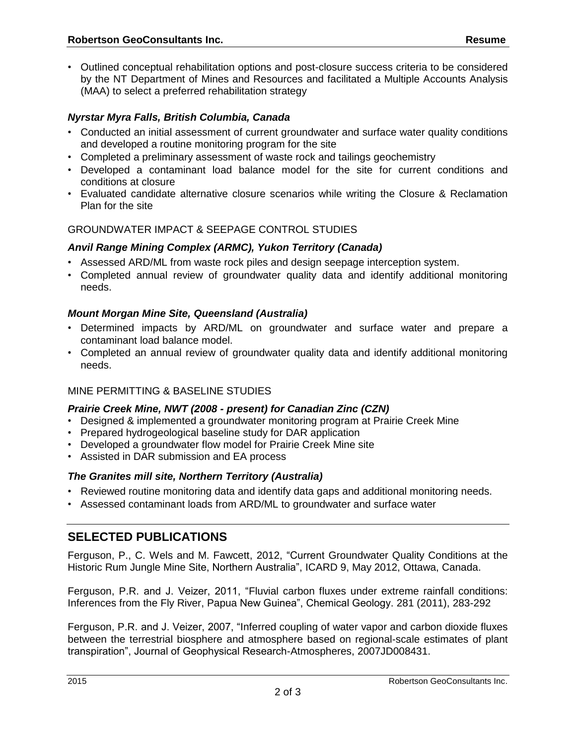- Outlined conceptual rehabilitation options and post-closure success criteria to be considered by the NT Department of Mines and Resources and facilitated a Multiple Accounts Analysis (MAA) to select a preferred rehabilitation strategy

***Nyrstar Myra Falls, British Columbia, Canada***

- Conducted an initial assessment of current groundwater and surface water quality conditions and developed a routine monitoring program for the site
- Completed a preliminary assessment of waste rock and tailings geochemistry
- Developed a contaminant load balance model for the site for current conditions and conditions at closure
- Evaluated candidate alternative closure scenarios while writing the Closure & Reclamation Plan for the site

GROUNDWATER IMPACT & SEEPAGE CONTROL STUDIES

***Anvil Range Mining Complex (ARMC), Yukon Territory (Canada)***

- Assessed ARD/ML from waste rock piles and design seepage interception system.
- Completed annual review of groundwater quality data and identify additional monitoring needs.

***Mount Morgan Mine Site, Queensland (Australia)***

- Determined impacts by ARD/ML on groundwater and surface water and prepare a contaminant load balance model.
- Completed an annual review of groundwater quality data and identify additional monitoring needs.

MINE PERMITTING & BASELINE STUDIES

***Prairie Creek Mine, NWT (2008 - present) for Canadian Zinc (CZN)***

- Designed & implemented a groundwater monitoring program at Prairie Creek Mine
- Prepared hydrogeological baseline study for DAR application
- Developed a groundwater flow model for Prairie Creek Mine site
- Assisted in DAR submission and EA process

***The Granites mill site, Northern Territory (Australia)***

- Reviewed routine monitoring data and identify data gaps and additional monitoring needs.
- Assessed contaminant loads from ARD/ML to groundwater and surface water

## SELECTED PUBLICATIONS

Ferguson, P., C. Wels and M. Fawcett, 2012, "Current Groundwater Quality Conditions at the Historic Rum Jungle Mine Site, Northern Australia", ICARD 9, May 2012, Ottawa, Canada.

Ferguson, P.R. and J. Veizer, 2011, "Fluvial carbon fluxes under extreme rainfall conditions: Inferences from the Fly River, Papua New Guinea", Chemical Geology. 281 (2011), 283-292

Ferguson, P.R. and J. Veizer, 2007, "Inferred coupling of water vapor and carbon dioxide fluxes between the terrestrial biosphere and atmosphere based on regional-scale estimates of plant transpiration", Journal of Geophysical Research-Atmospheres, 2007JD008431.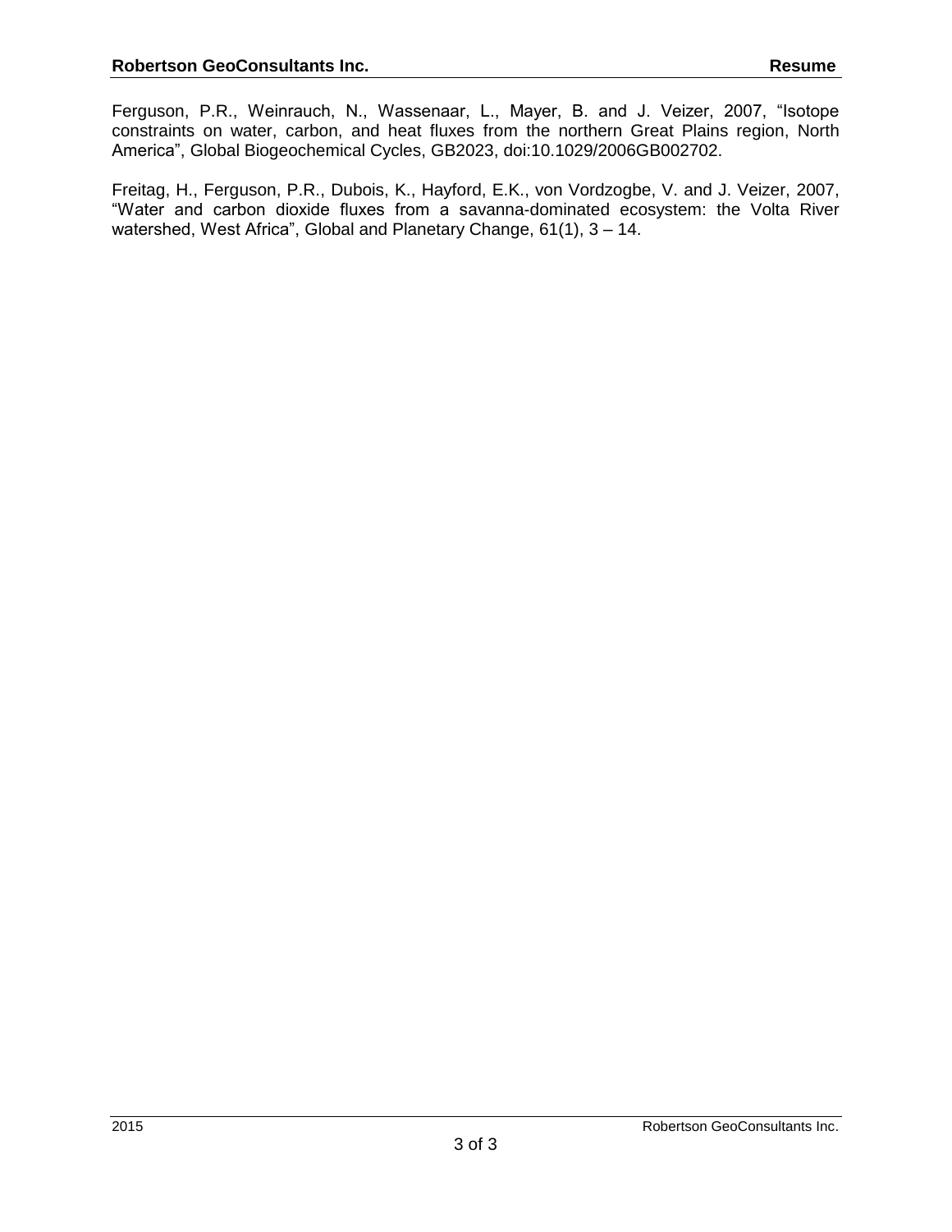Ferguson, P.R., Weinrauch, N., Wassenaar, L., Mayer, B. and J. Veizer, 2007, "Isotope constraints on water, carbon, and heat fluxes from the northern Great Plains region, North America", Global Biogeochemical Cycles, GB2023, doi:10.1029/2006GB002702.

Freitag, H., Ferguson, P.R., Dubois, K., Hayford, E.K., von Vordzogbe, V. and J. Veizer, 2007, "Water and carbon dioxide fluxes from a savanna-dominated ecosystem: the Volta River watershed, West Africa", Global and Planetary Change, 61(1), 3 – 14.